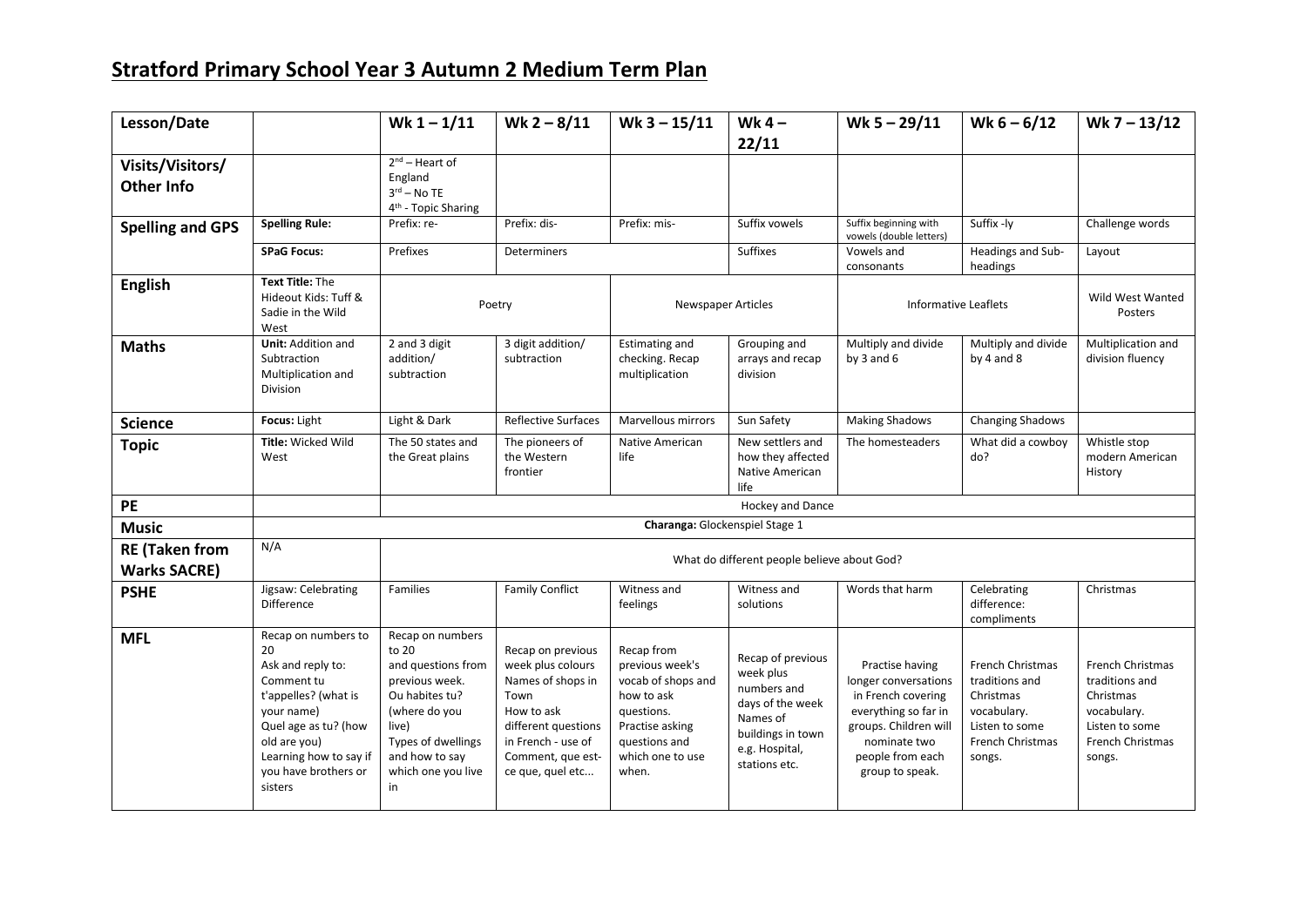# Stratford Primary School Year 3 Autumn 2 Medium Term Plan

| Lesson/Date | | Wk 1 – 1/11 | Wk 2 – 8/11 | Wk 3 – 15/11 | Wk 4 – 22/11 | Wk 5 – 29/11 | Wk 6 – 6/12 | Wk 7 – 13/12 |
|---|---|---|---|---|---|---|---|---|
| **Visits/Visitors/ Other Info** | | 2nd – Heart of England<br>3rd – No TE<br>4th - Topic Sharing | | | | | | |
| **Spelling and GPS** | **Spelling Rule:** | Prefix: re- | Prefix: dis- | Prefix: mis- | Suffix vowels | Suffix beginning with vowels (double letters) | Suffix -ly | Challenge words |
| | **SPaG Focus:** | Prefixes | Determiners | | Suffixes | Vowels and consonants | Headings and Sub-headings | Layout |
| **English** | **Text Title:** The Hideout Kids: Tuff & Sadie in the Wild West | Poetry | | Newspaper Articles | | Informative Leaflets | | Wild West Wanted Posters |
| **Maths** | **Unit:** Addition and Subtraction Multiplication and Division | 2 and 3 digit addition/ subtraction | 3 digit addition/ subtraction | Estimating and checking. Recap multiplication | Grouping and arrays and recap division | Multiply and divide by 3 and 6 | Multiply and divide by 4 and 8 | Multiplication and division fluency |
| **Science** | **Focus:** Light | Light & Dark | Reflective Surfaces | Marvellous mirrors | Sun Safety | Making Shadows | Changing Shadows | |
| **Topic** | **Title:** Wicked Wild West | The 50 states and the Great plains | The pioneers of the Western frontier | Native American life | New settlers and how they affected Native American life | The homesteaders | What did a cowboy do? | Whistle stop modern American History |
| **PE** | | Hockey and Dance | | | | | | |
| **Music** | **Charanga:** Glockenspiel Stage 1 | | | | | | | |
| **RE (Taken from Warks SACRE)** | N/A | What do different people believe about God? | | | | | | |
| **PSHE** | Jigsaw: Celebrating Difference | Families | Family Conflict | Witness and feelings | Witness and solutions | Words that harm | Celebrating difference: compliments | Christmas |
| **MFL** | Recap on numbers to 20<br>Ask and reply to:<br>Comment tu t'appelles? (what is your name)<br>Quel age as tu? (how old are you)<br>Learning how to say if you have brothers or sisters | Recap on numbers to 20 and questions from previous week.<br>Ou habites tu? (where do you live)<br>Types of dwellings and how to say which one you live in | Recap on previous week plus colours<br>Names of shops in Town<br>How to ask different questions in French - use of Comment, que est-ce que, quel etc... | Recap from previous week's vocab of shops and how to ask questions.<br>Practise asking questions and which one to use when. | Recap of previous week plus numbers and days of the week<br>Names of buildings in town e.g. Hospital, stations etc. | Practise having longer conversations in French covering everything so far in groups. Children will nominate two people from each group to speak. | French Christmas traditions and Christmas vocabulary.<br>Listen to some French Christmas songs. | French Christmas traditions and Christmas vocabulary.<br>Listen to some French Christmas songs. |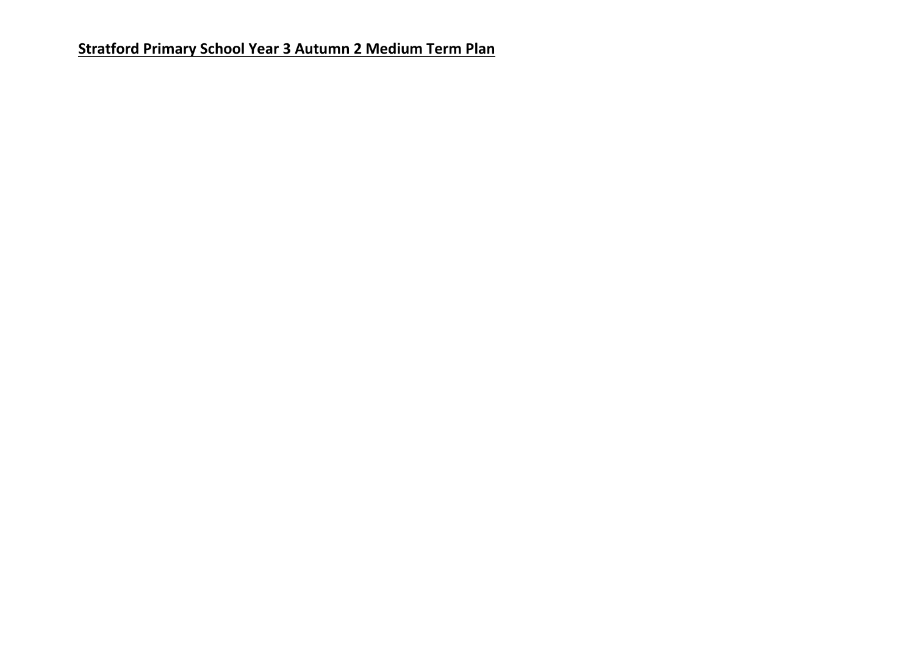**Stratford Primary School Year 3 Autumn 2 Medium Term Plan**